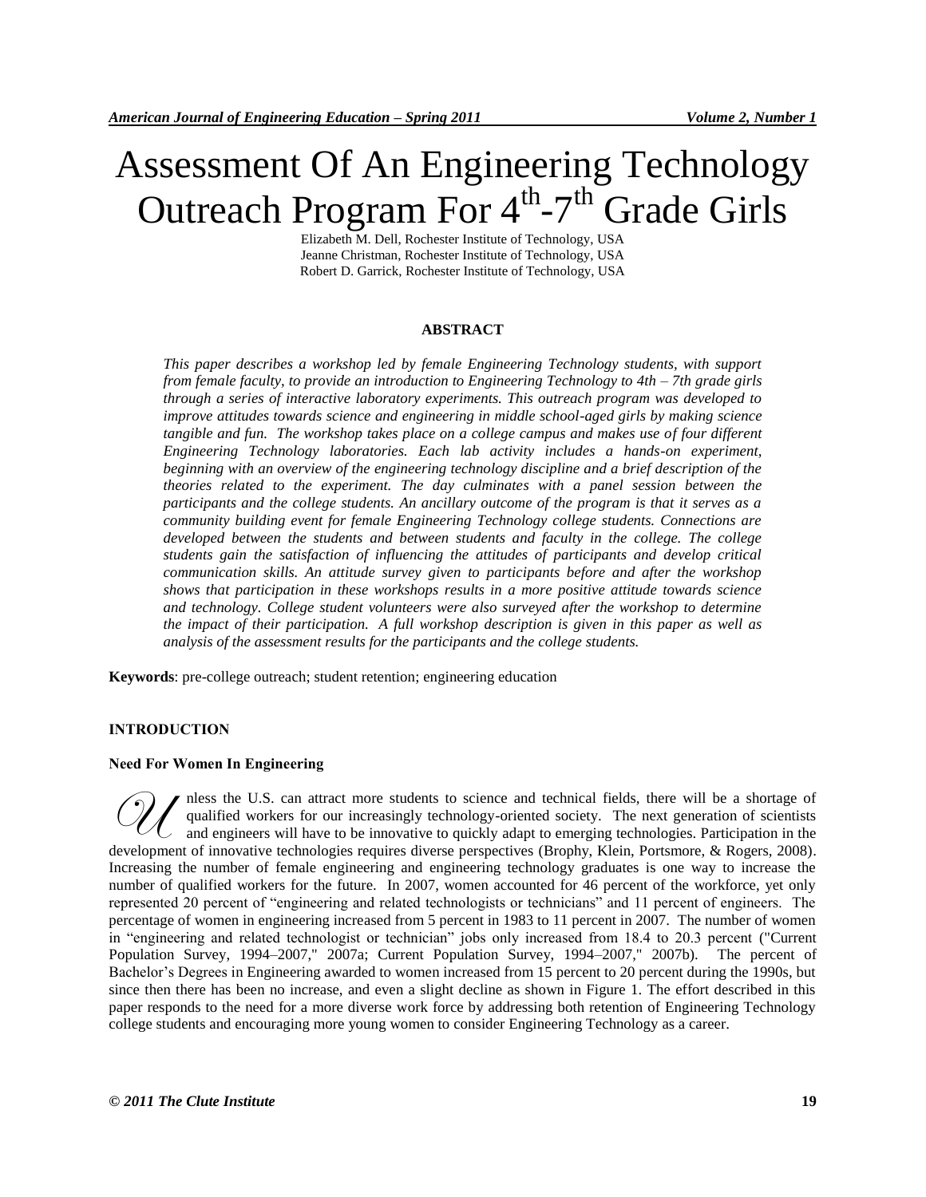# Assessment Of An Engineering Technology Outreach Program For 4th-7th Grade Girls

Elizabeth M. Dell, Rochester Institute of Technology, USA
Jeanne Christman, Rochester Institute of Technology, USA
Robert D. Garrick, Rochester Institute of Technology, USA

## ABSTRACT

*This paper describes a workshop led by female Engineering Technology students, with support from female faculty, to provide an introduction to Engineering Technology to 4th – 7th grade girls through a series of interactive laboratory experiments. This outreach program was developed to improve attitudes towards science and engineering in middle school-aged girls by making science tangible and fun. The workshop takes place on a college campus and makes use of four different Engineering Technology laboratories. Each lab activity includes a hands-on experiment, beginning with an overview of the engineering technology discipline and a brief description of the theories related to the experiment. The day culminates with a panel session between the participants and the college students. An ancillary outcome of the program is that it serves as a community building event for female Engineering Technology college students. Connections are developed between the students and between students and faculty in the college. The college students gain the satisfaction of influencing the attitudes of participants and develop critical communication skills. An attitude survey given to participants before and after the workshop shows that participation in these workshops results in a more positive attitude towards science and technology. College student volunteers were also surveyed after the workshop to determine the impact of their participation. A full workshop description is given in this paper as well as analysis of the assessment results for the participants and the college students.*

**Keywords**: pre-college outreach; student retention; engineering education

## INTRODUCTION

### Need For Women In Engineering

Unless the U.S. can attract more students to science and technical fields, there will be a shortage of qualified workers for our increasingly technology-oriented society. The next generation of scientists and engineers will have to be innovative to quickly adapt to emerging technologies. Participation in the development of innovative technologies requires diverse perspectives (Brophy, Klein, Portsmore, & Rogers, 2008). Increasing the number of female engineering and engineering technology graduates is one way to increase the number of qualified workers for the future. In 2007, women accounted for 46 percent of the workforce, yet only represented 20 percent of "engineering and related technologists or technicians" and 11 percent of engineers. The percentage of women in engineering increased from 5 percent in 1983 to 11 percent in 2007. The number of women in "engineering and related technologist or technician" jobs only increased from 18.4 to 20.3 percent ("Current Population Survey, 1994–2007," 2007a; Current Population Survey, 1994–2007," 2007b). The percent of Bachelor's Degrees in Engineering awarded to women increased from 15 percent to 20 percent during the 1990s, but since then there has been no increase, and even a slight decline as shown in Figure 1. The effort described in this paper responds to the need for a more diverse work force by addressing both retention of Engineering Technology college students and encouraging more young women to consider Engineering Technology as a career.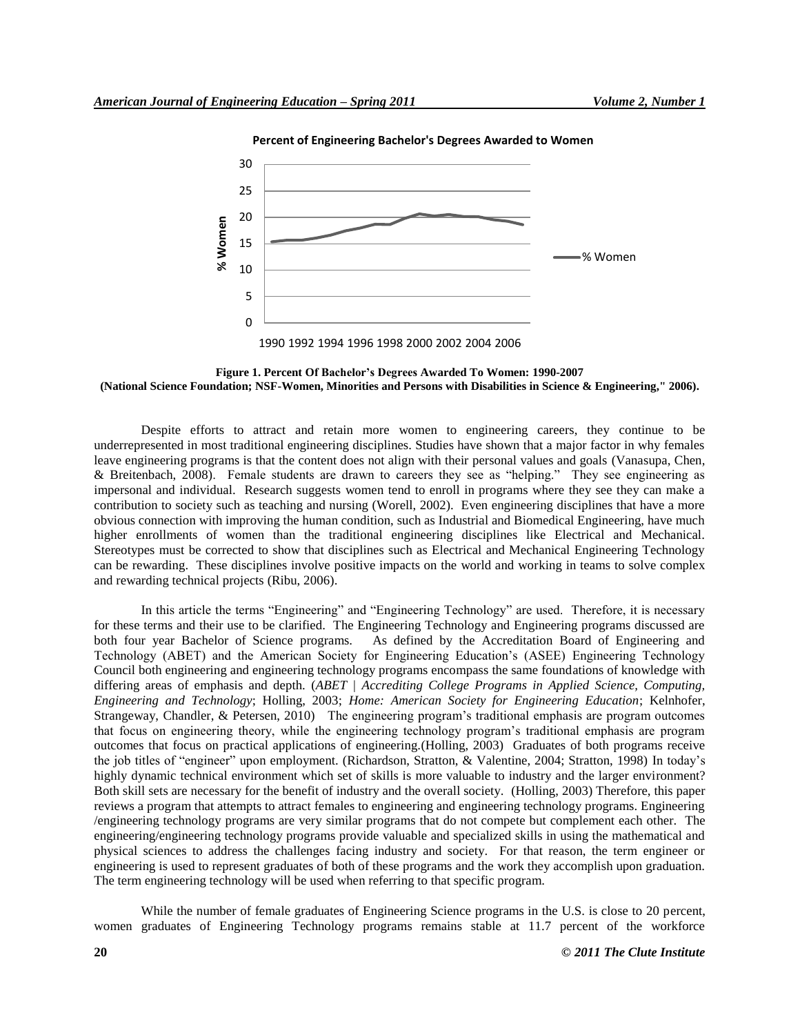**Figure 1. Percent Of Bachelor's Degrees Awarded To Women: 1990-2007 (National Science Foundation; NSF-Women, Minorities and Persons with Disabilities in Science & Engineering," 2006).**

Despite efforts to attract and retain more women to engineering careers, they continue to be underrepresented in most traditional engineering disciplines. Studies have shown that a major factor in why females leave engineering programs is that the content does not align with their personal values and goals (Vanasupa, Chen, & Breitenbach, 2008). Female students are drawn to careers they see as "helping." They see engineering as impersonal and individual. Research suggests women tend to enroll in programs where they see they can make a contribution to society such as teaching and nursing (Worell, 2002). Even engineering disciplines that have a more obvious connection with improving the human condition, such as Industrial and Biomedical Engineering, have much higher enrollments of women than the traditional engineering disciplines like Electrical and Mechanical. Stereotypes must be corrected to show that disciplines such as Electrical and Mechanical Engineering Technology can be rewarding. These disciplines involve positive impacts on the world and working in teams to solve complex and rewarding technical projects (Ribu, 2006).

In this article the terms "Engineering" and "Engineering Technology" are used. Therefore, it is necessary for these terms and their use to be clarified. The Engineering Technology and Engineering programs discussed are both four year Bachelor of Science programs. As defined by the Accreditation Board of Engineering and Technology (ABET) and the American Society for Engineering Education's (ASEE) Engineering Technology Council both engineering and engineering technology programs encompass the same foundations of knowledge with differing areas of emphasis and depth. (*ABET | Accrediting College Programs in Applied Science, Computing, Engineering and Technology*; Holling, 2003; *Home: American Society for Engineering Education*; Kelnhofer, Strangeway, Chandler, & Petersen, 2010) The engineering program's traditional emphasis are program outcomes that focus on engineering theory, while the engineering technology program's traditional emphasis are program outcomes that focus on practical applications of engineering.(Holling, 2003) Graduates of both programs receive the job titles of "engineer" upon employment. (Richardson, Stratton, & Valentine, 2004; Stratton, 1998) In today's highly dynamic technical environment which set of skills is more valuable to industry and the larger environment? Both skill sets are necessary for the benefit of industry and the overall society. (Holling, 2003) Therefore, this paper reviews a program that attempts to attract females to engineering and engineering technology programs. Engineering /engineering technology programs are very similar programs that do not compete but complement each other. The engineering/engineering technology programs provide valuable and specialized skills in using the mathematical and physical sciences to address the challenges facing industry and society. For that reason, the term engineer or engineering is used to represent graduates of both of these programs and the work they accomplish upon graduation. The term engineering technology will be used when referring to that specific program.

While the number of female graduates of Engineering Science programs in the U.S. is close to 20 percent, women graduates of Engineering Technology programs remains stable at 11.7 percent of the workforce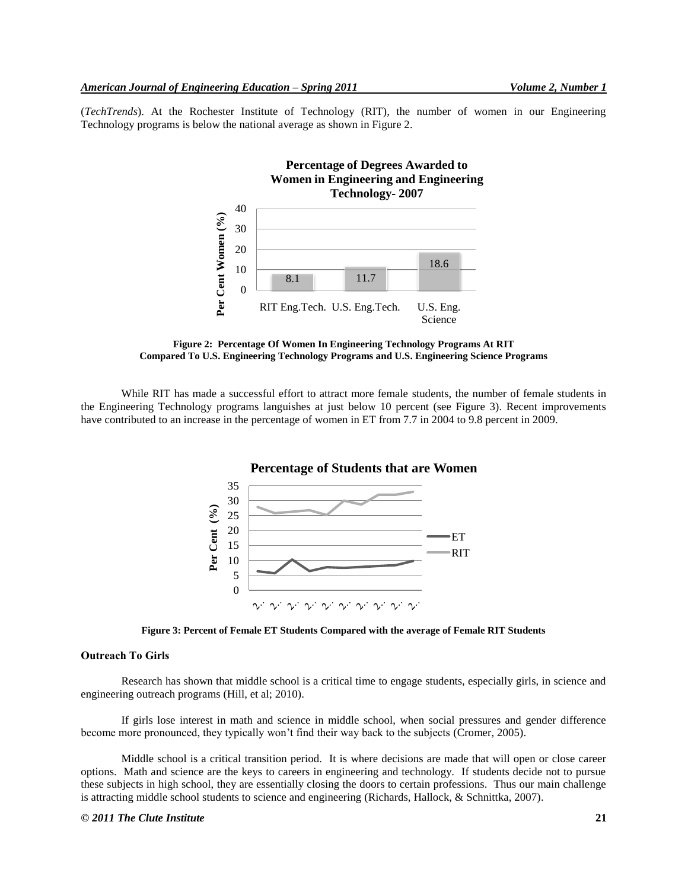(*TechTrends*). At the Rochester Institute of Technology (RIT), the number of women in our Engineering Technology programs is below the national average as shown in Figure 2.

**Figure 2: Percentage Of Women In Engineering Technology Programs At RIT Compared To U.S. Engineering Technology Programs and U.S. Engineering Science Programs**

While RIT has made a successful effort to attract more female students, the number of female students in the Engineering Technology programs languishes at just below 10 percent (see Figure 3). Recent improvements have contributed to an increase in the percentage of women in ET from 7.7 in 2004 to 9.8 percent in 2009.

**Figure 3: Percent of Female ET Students Compared with the average of Female RIT Students**

### Outreach To Girls

Research has shown that middle school is a critical time to engage students, especially girls, in science and engineering outreach programs (Hill, et al; 2010).

If girls lose interest in math and science in middle school, when social pressures and gender difference become more pronounced, they typically won't find their way back to the subjects (Cromer, 2005).

Middle school is a critical transition period. It is where decisions are made that will open or close career options. Math and science are the keys to careers in engineering and technology. If students decide not to pursue these subjects in high school, they are essentially closing the doors to certain professions. Thus our main challenge is attracting middle school students to science and engineering (Richards, Hallock, & Schnittka, 2007).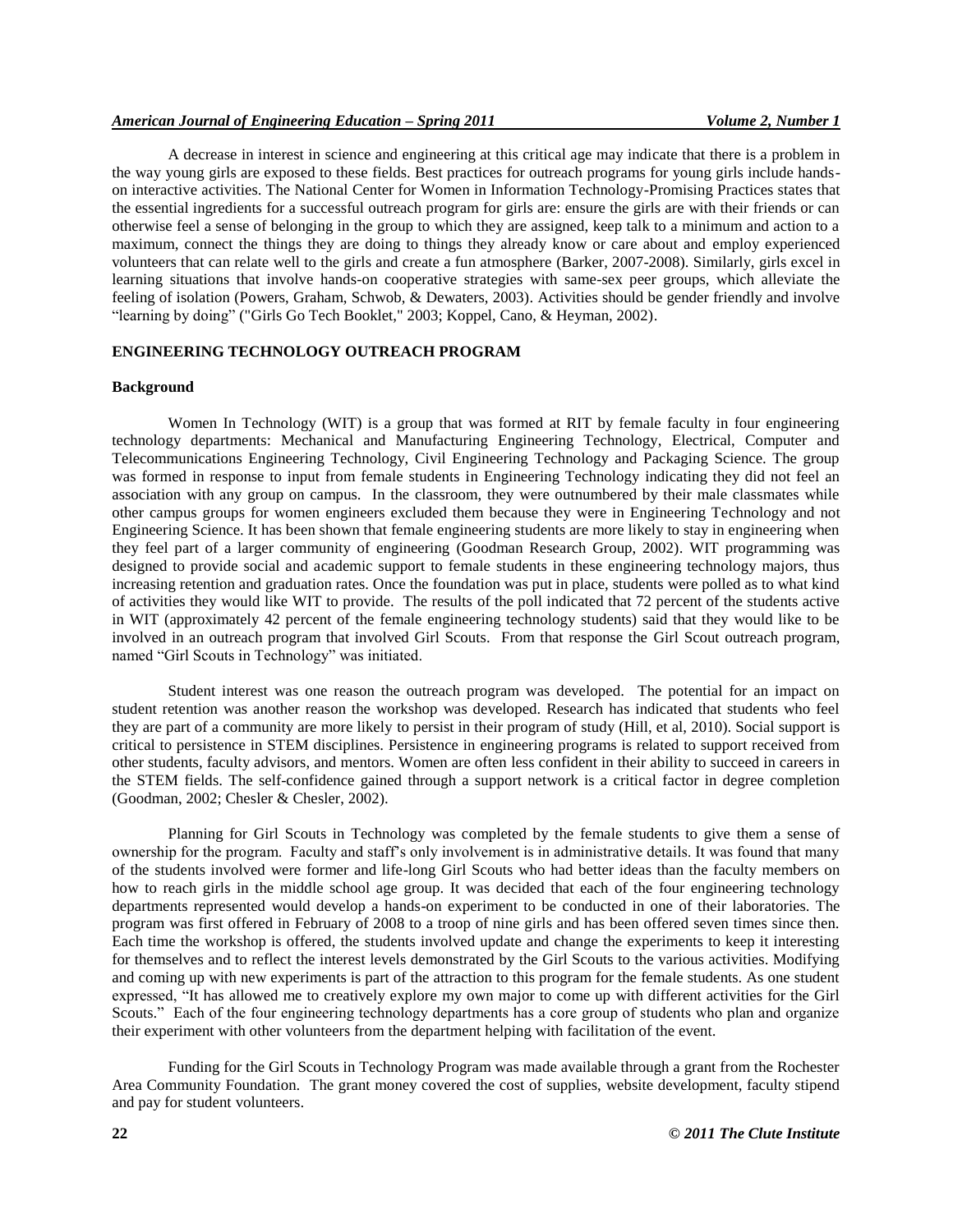A decrease in interest in science and engineering at this critical age may indicate that there is a problem in the way young girls are exposed to these fields. Best practices for outreach programs for young girls include hands-on interactive activities. The National Center for Women in Information Technology-Promising Practices states that the essential ingredients for a successful outreach program for girls are: ensure the girls are with their friends or can otherwise feel a sense of belonging in the group to which they are assigned, keep talk to a minimum and action to a maximum, connect the things they are doing to things they already know or care about and employ experienced volunteers that can relate well to the girls and create a fun atmosphere (Barker, 2007-2008). Similarly, girls excel in learning situations that involve hands-on cooperative strategies with same-sex peer groups, which alleviate the feeling of isolation (Powers, Graham, Schwob, & Dewaters, 2003). Activities should be gender friendly and involve "learning by doing" ("Girls Go Tech Booklet," 2003; Koppel, Cano, & Heyman, 2002).

## ENGINEERING TECHNOLOGY OUTREACH PROGRAM

### Background

Women In Technology (WIT) is a group that was formed at RIT by female faculty in four engineering technology departments: Mechanical and Manufacturing Engineering Technology, Electrical, Computer and Telecommunications Engineering Technology, Civil Engineering Technology and Packaging Science. The group was formed in response to input from female students in Engineering Technology indicating they did not feel an association with any group on campus. In the classroom, they were outnumbered by their male classmates while other campus groups for women engineers excluded them because they were in Engineering Technology and not Engineering Science. It has been shown that female engineering students are more likely to stay in engineering when they feel part of a larger community of engineering (Goodman Research Group, 2002). WIT programming was designed to provide social and academic support to female students in these engineering technology majors, thus increasing retention and graduation rates. Once the foundation was put in place, students were polled as to what kind of activities they would like WIT to provide. The results of the poll indicated that 72 percent of the students active in WIT (approximately 42 percent of the female engineering technology students) said that they would like to be involved in an outreach program that involved Girl Scouts. From that response the Girl Scout outreach program, named "Girl Scouts in Technology" was initiated.

Student interest was one reason the outreach program was developed. The potential for an impact on student retention was another reason the workshop was developed. Research has indicated that students who feel they are part of a community are more likely to persist in their program of study (Hill, et al, 2010). Social support is critical to persistence in STEM disciplines. Persistence in engineering programs is related to support received from other students, faculty advisors, and mentors. Women are often less confident in their ability to succeed in careers in the STEM fields. The self-confidence gained through a support network is a critical factor in degree completion (Goodman, 2002; Chesler & Chesler, 2002).

Planning for Girl Scouts in Technology was completed by the female students to give them a sense of ownership for the program. Faculty and staff's only involvement is in administrative details. It was found that many of the students involved were former and life-long Girl Scouts who had better ideas than the faculty members on how to reach girls in the middle school age group. It was decided that each of the four engineering technology departments represented would develop a hands-on experiment to be conducted in one of their laboratories. The program was first offered in February of 2008 to a troop of nine girls and has been offered seven times since then. Each time the workshop is offered, the students involved update and change the experiments to keep it interesting for themselves and to reflect the interest levels demonstrated by the Girl Scouts to the various activities. Modifying and coming up with new experiments is part of the attraction to this program for the female students. As one student expressed, "It has allowed me to creatively explore my own major to come up with different activities for the Girl Scouts." Each of the four engineering technology departments has a core group of students who plan and organize their experiment with other volunteers from the department helping with facilitation of the event.

Funding for the Girl Scouts in Technology Program was made available through a grant from the Rochester Area Community Foundation. The grant money covered the cost of supplies, website development, faculty stipend and pay for student volunteers.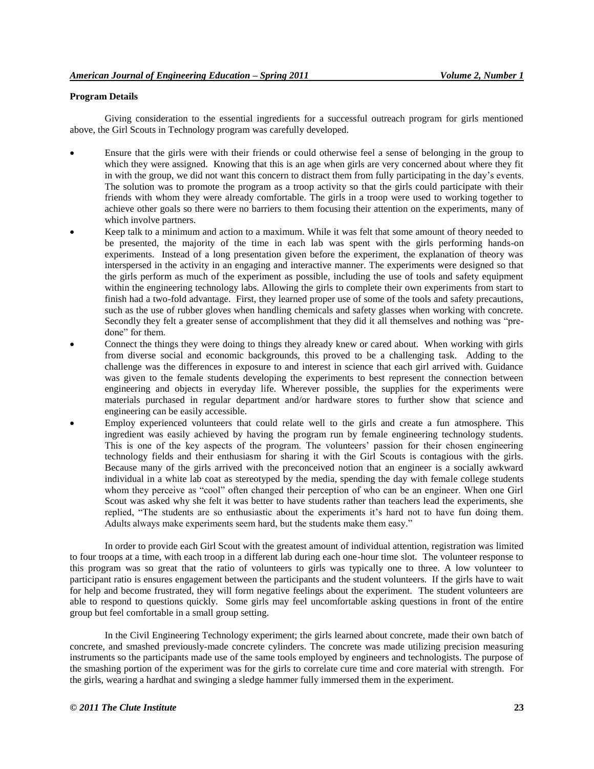**Program Details**

Giving consideration to the essential ingredients for a successful outreach program for girls mentioned above, the Girl Scouts in Technology program was carefully developed.

- Ensure that the girls were with their friends or could otherwise feel a sense of belonging in the group to which they were assigned. Knowing that this is an age when girls are very concerned about where they fit in with the group, we did not want this concern to distract them from fully participating in the day's events. The solution was to promote the program as a troop activity so that the girls could participate with their friends with whom they were already comfortable. The girls in a troop were used to working together to achieve other goals so there were no barriers to them focusing their attention on the experiments, many of which involve partners.
- Keep talk to a minimum and action to a maximum. While it was felt that some amount of theory needed to be presented, the majority of the time in each lab was spent with the girls performing hands-on experiments. Instead of a long presentation given before the experiment, the explanation of theory was interspersed in the activity in an engaging and interactive manner. The experiments were designed so that the girls perform as much of the experiment as possible, including the use of tools and safety equipment within the engineering technology labs. Allowing the girls to complete their own experiments from start to finish had a two-fold advantage. First, they learned proper use of some of the tools and safety precautions, such as the use of rubber gloves when handling chemicals and safety glasses when working with concrete. Secondly they felt a greater sense of accomplishment that they did it all themselves and nothing was "pre-done" for them.
- Connect the things they were doing to things they already knew or cared about. When working with girls from diverse social and economic backgrounds, this proved to be a challenging task. Adding to the challenge was the differences in exposure to and interest in science that each girl arrived with. Guidance was given to the female students developing the experiments to best represent the connection between engineering and objects in everyday life. Wherever possible, the supplies for the experiments were materials purchased in regular department and/or hardware stores to further show that science and engineering can be easily accessible.
- Employ experienced volunteers that could relate well to the girls and create a fun atmosphere. This ingredient was easily achieved by having the program run by female engineering technology students. This is one of the key aspects of the program. The volunteers' passion for their chosen engineering technology fields and their enthusiasm for sharing it with the Girl Scouts is contagious with the girls. Because many of the girls arrived with the preconceived notion that an engineer is a socially awkward individual in a white lab coat as stereotyped by the media, spending the day with female college students whom they perceive as "cool" often changed their perception of who can be an engineer. When one Girl Scout was asked why she felt it was better to have students rather than teachers lead the experiments, she replied, "The students are so enthusiastic about the experiments it's hard not to have fun doing them. Adults always make experiments seem hard, but the students make them easy."

In order to provide each Girl Scout with the greatest amount of individual attention, registration was limited to four troops at a time, with each troop in a different lab during each one-hour time slot. The volunteer response to this program was so great that the ratio of volunteers to girls was typically one to three. A low volunteer to participant ratio is ensures engagement between the participants and the student volunteers. If the girls have to wait for help and become frustrated, they will form negative feelings about the experiment. The student volunteers are able to respond to questions quickly. Some girls may feel uncomfortable asking questions in front of the entire group but feel comfortable in a small group setting.

In the Civil Engineering Technology experiment; the girls learned about concrete, made their own batch of concrete, and smashed previously-made concrete cylinders. The concrete was made utilizing precision measuring instruments so the participants made use of the same tools employed by engineers and technologists. The purpose of the smashing portion of the experiment was for the girls to correlate cure time and core material with strength. For the girls, wearing a hardhat and swinging a sledge hammer fully immersed them in the experiment.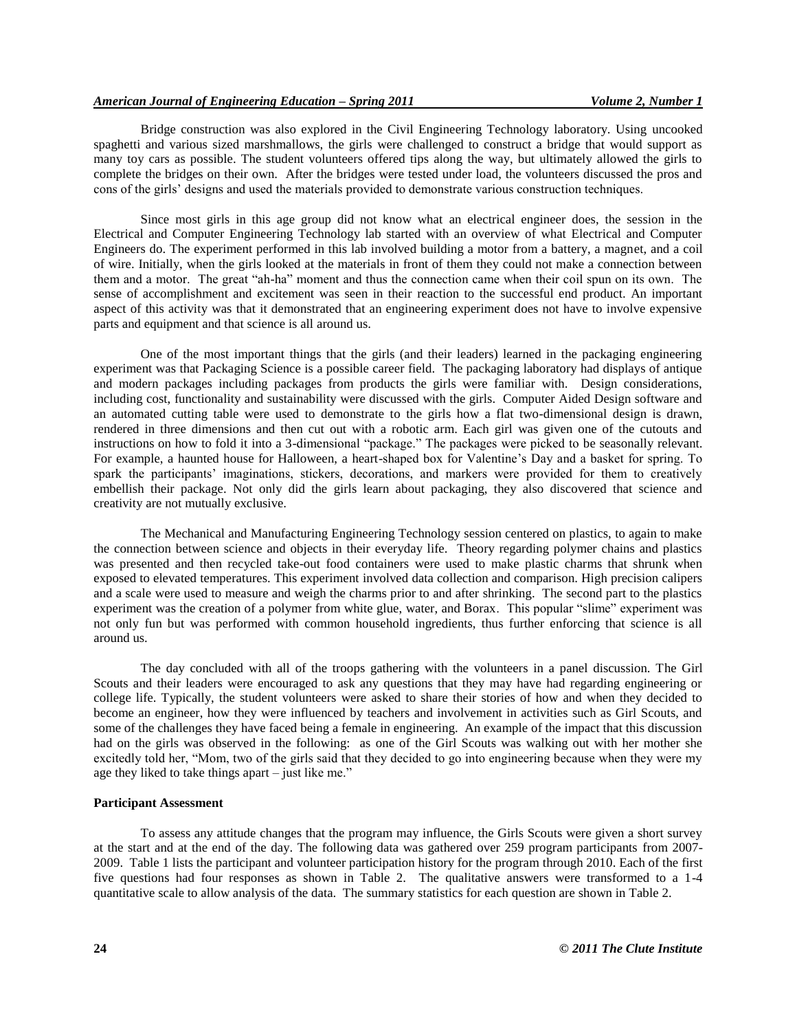Bridge construction was also explored in the Civil Engineering Technology laboratory. Using uncooked spaghetti and various sized marshmallows, the girls were challenged to construct a bridge that would support as many toy cars as possible. The student volunteers offered tips along the way, but ultimately allowed the girls to complete the bridges on their own. After the bridges were tested under load, the volunteers discussed the pros and cons of the girls' designs and used the materials provided to demonstrate various construction techniques.

Since most girls in this age group did not know what an electrical engineer does, the session in the Electrical and Computer Engineering Technology lab started with an overview of what Electrical and Computer Engineers do. The experiment performed in this lab involved building a motor from a battery, a magnet, and a coil of wire. Initially, when the girls looked at the materials in front of them they could not make a connection between them and a motor. The great "ah-ha" moment and thus the connection came when their coil spun on its own. The sense of accomplishment and excitement was seen in their reaction to the successful end product. An important aspect of this activity was that it demonstrated that an engineering experiment does not have to involve expensive parts and equipment and that science is all around us.

One of the most important things that the girls (and their leaders) learned in the packaging engineering experiment was that Packaging Science is a possible career field. The packaging laboratory had displays of antique and modern packages including packages from products the girls were familiar with. Design considerations, including cost, functionality and sustainability were discussed with the girls. Computer Aided Design software and an automated cutting table were used to demonstrate to the girls how a flat two-dimensional design is drawn, rendered in three dimensions and then cut out with a robotic arm. Each girl was given one of the cutouts and instructions on how to fold it into a 3-dimensional "package." The packages were picked to be seasonally relevant. For example, a haunted house for Halloween, a heart-shaped box for Valentine's Day and a basket for spring. To spark the participants' imaginations, stickers, decorations, and markers were provided for them to creatively embellish their package. Not only did the girls learn about packaging, they also discovered that science and creativity are not mutually exclusive.

The Mechanical and Manufacturing Engineering Technology session centered on plastics, to again to make the connection between science and objects in their everyday life. Theory regarding polymer chains and plastics was presented and then recycled take-out food containers were used to make plastic charms that shrunk when exposed to elevated temperatures. This experiment involved data collection and comparison. High precision calipers and a scale were used to measure and weigh the charms prior to and after shrinking. The second part to the plastics experiment was the creation of a polymer from white glue, water, and Borax. This popular "slime" experiment was not only fun but was performed with common household ingredients, thus further enforcing that science is all around us.

The day concluded with all of the troops gathering with the volunteers in a panel discussion. The Girl Scouts and their leaders were encouraged to ask any questions that they may have had regarding engineering or college life. Typically, the student volunteers were asked to share their stories of how and when they decided to become an engineer, how they were influenced by teachers and involvement in activities such as Girl Scouts, and some of the challenges they have faced being a female in engineering. An example of the impact that this discussion had on the girls was observed in the following: as one of the Girl Scouts was walking out with her mother she excitedly told her, "Mom, two of the girls said that they decided to go into engineering because when they were my age they liked to take things apart – just like me."

**Participant Assessment**

To assess any attitude changes that the program may influence, the Girls Scouts were given a short survey at the start and at the end of the day. The following data was gathered over 259 program participants from 2007-2009. Table 1 lists the participant and volunteer participation history for the program through 2010. Each of the first five questions had four responses as shown in Table 2. The qualitative answers were transformed to a 1-4 quantitative scale to allow analysis of the data. The summary statistics for each question are shown in Table 2.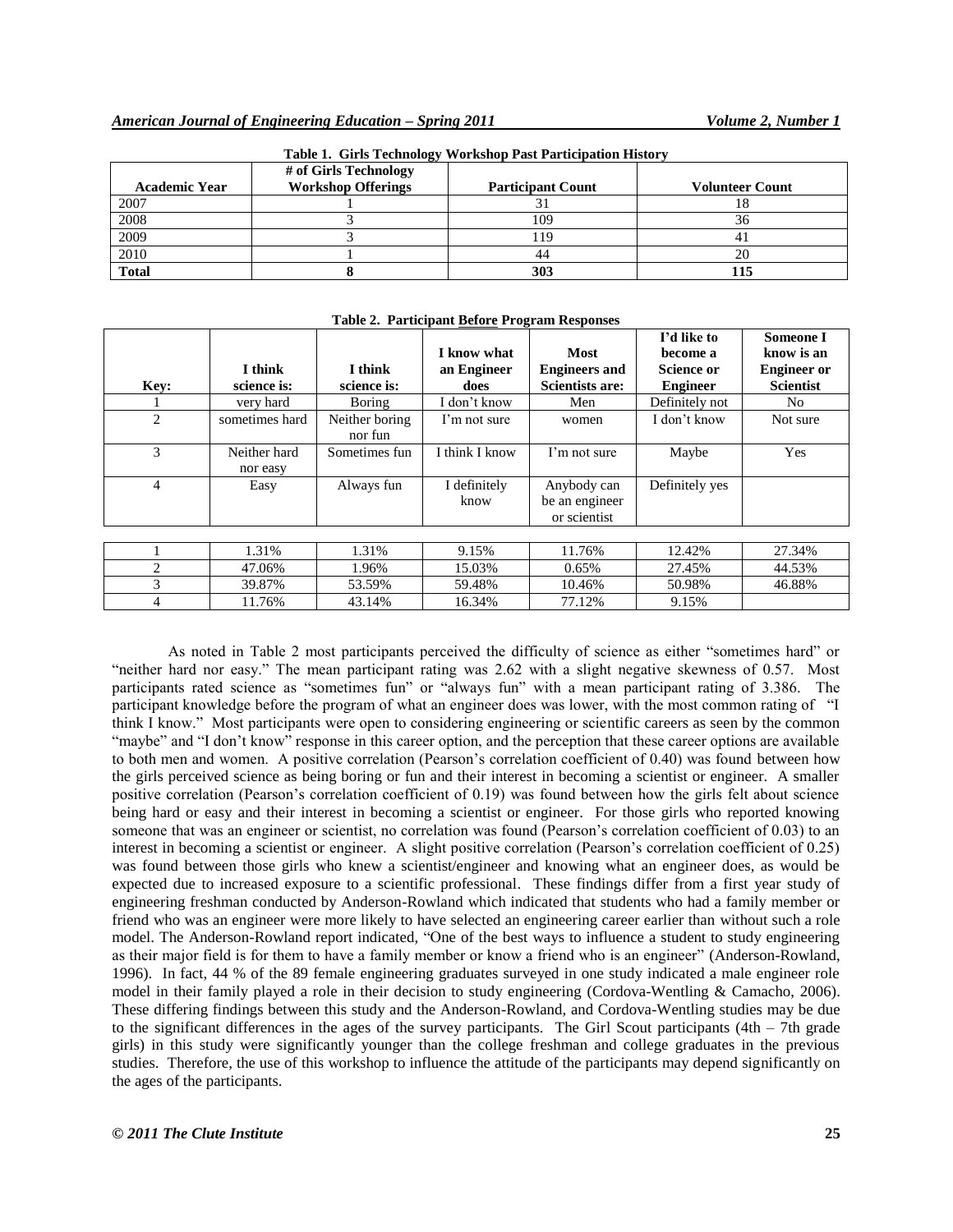**Table 1. Girls Technology Workshop Past Participation History**

| Academic Year | # of Girls Technology Workshop Offerings | Participant Count | Volunteer Count |
|---|---|---|---|
| 2007 | 1 | 31 | 18 |
| 2008 | 3 | 109 | 36 |
| 2009 | 3 | 119 | 41 |
| 2010 | 1 | 44 | 20 |
| **Total** | **8** | **303** | **115** |

**Table 2. Participant <u>Before</u> Program Responses**

| Key: | I think science is: | I think science is: | I know what an Engineer does | Most Engineers and Scientists are: | I'd like to become a Science or Engineer | Someone I know is an Engineer or Scientist |
|---|---|---|---|---|---|---|
| 1 | very hard | Boring | I don't know | Men | Definitely not | No |
| 2 | sometimes hard | Neither boring nor fun | I'm not sure | women | I don't know | Not sure |
| 3 | Neither hard nor easy | Sometimes fun | I think I know | I'm not sure | Maybe | Yes |
| 4 | Easy | Always fun | I definitely know | Anybody can be an engineer or scientist | Definitely yes | |
| 1 | 1.31% | 1.31% | 9.15% | 11.76% | 12.42% | 27.34% |
| 2 | 47.06% | 1.96% | 15.03% | 0.65% | 27.45% | 44.53% |
| 3 | 39.87% | 53.59% | 59.48% | 10.46% | 50.98% | 46.88% |
| 4 | 11.76% | 43.14% | 16.34% | 77.12% | 9.15% | |

As noted in Table 2 most participants perceived the difficulty of science as either "sometimes hard" or "neither hard nor easy." The mean participant rating was 2.62 with a slight negative skewness of 0.57. Most participants rated science as "sometimes fun" or "always fun" with a mean participant rating of 3.386. The participant knowledge before the program of what an engineer does was lower, with the most common rating of "I think I know." Most participants were open to considering engineering or scientific careers as seen by the common "maybe" and "I don't know" response in this career option, and the perception that these career options are available to both men and women. A positive correlation (Pearson's correlation coefficient of 0.40) was found between how the girls perceived science as being boring or fun and their interest in becoming a scientist or engineer. A smaller positive correlation (Pearson's correlation coefficient of 0.19) was found between how the girls felt about science being hard or easy and their interest in becoming a scientist or engineer. For those girls who reported knowing someone that was an engineer or scientist, no correlation was found (Pearson's correlation coefficient of 0.03) to an interest in becoming a scientist or engineer. A slight positive correlation (Pearson's correlation coefficient of 0.25) was found between those girls who knew a scientist/engineer and knowing what an engineer does, as would be expected due to increased exposure to a scientific professional. These findings differ from a first year study of engineering freshman conducted by Anderson-Rowland which indicated that students who had a family member or friend who was an engineer were more likely to have selected an engineering career earlier than without such a role model. The Anderson-Rowland report indicated, "One of the best ways to influence a student to study engineering as their major field is for them to have a family member or know a friend who is an engineer" (Anderson-Rowland, 1996). In fact, 44 % of the 89 female engineering graduates surveyed in one study indicated a male engineer role model in their family played a role in their decision to study engineering (Cordova-Wentling & Camacho, 2006). These differing findings between this study and the Anderson-Rowland, and Cordova-Wentling studies may be due to the significant differences in the ages of the survey participants. The Girl Scout participants (4th – 7th grade girls) in this study were significantly younger than the college freshman and college graduates in the previous studies. Therefore, the use of this workshop to influence the attitude of the participants may depend significantly on the ages of the participants.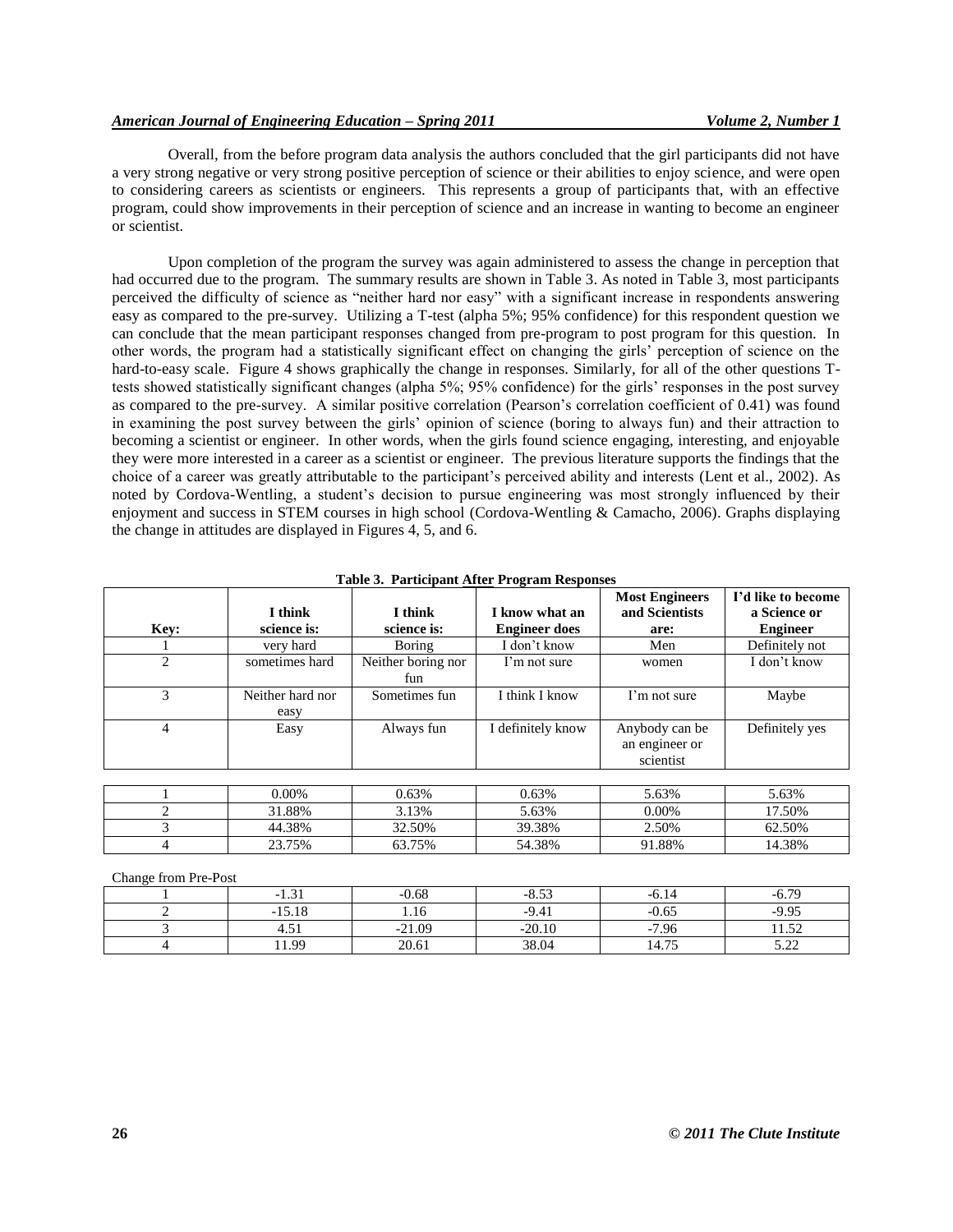Overall, from the before program data analysis the authors concluded that the girl participants did not have a very strong negative or very strong positive perception of science or their abilities to enjoy science, and were open to considering careers as scientists or engineers. This represents a group of participants that, with an effective program, could show improvements in their perception of science and an increase in wanting to become an engineer or scientist.

Upon completion of the program the survey was again administered to assess the change in perception that had occurred due to the program. The summary results are shown in Table 3. As noted in Table 3, most participants perceived the difficulty of science as "neither hard nor easy" with a significant increase in respondents answering easy as compared to the pre-survey. Utilizing a T-test (alpha 5%; 95% confidence) for this respondent question we can conclude that the mean participant responses changed from pre-program to post program for this question. In other words, the program had a statistically significant effect on changing the girls' perception of science on the hard-to-easy scale. Figure 4 shows graphically the change in responses. Similarly, for all of the other questions T-tests showed statistically significant changes (alpha 5%; 95% confidence) for the girls' responses in the post survey as compared to the pre-survey. A similar positive correlation (Pearson's correlation coefficient of 0.41) was found in examining the post survey between the girls' opinion of science (boring to always fun) and their attraction to becoming a scientist or engineer. In other words, when the girls found science engaging, interesting, and enjoyable they were more interested in a career as a scientist or engineer. The previous literature supports the findings that the choice of a career was greatly attributable to the participant's perceived ability and interests (Lent et al., 2002). As noted by Cordova-Wentling, a student's decision to pursue engineering was most strongly influenced by their enjoyment and success in STEM courses in high school (Cordova-Wentling & Camacho, 2006). Graphs displaying the change in attitudes are displayed in Figures 4, 5, and 6.

**Table 3. Participant After Program Responses**

| Key: | I think science is: | I think science is: | I know what an Engineer does | Most Engineers and Scientists are: | I'd like to become a Science or Engineer |
|---|---|---|---|---|---|
| 1 | very hard | Boring | I don't know | Men | Definitely not |
| 2 | sometimes hard | Neither boring nor fun | I'm not sure | women | I don't know |
| 3 | Neither hard nor easy | Sometimes fun | I think I know | I'm not sure | Maybe |
| 4 | Easy | Always fun | I definitely know | Anybody can be an engineer or scientist | Definitely yes |
| 1 | 0.00% | 0.63% | 0.63% | 5.63% | 5.63% |
| 2 | 31.88% | 3.13% | 5.63% | 0.00% | 17.50% |
| 3 | 44.38% | 32.50% | 39.38% | 2.50% | 62.50% |
| 4 | 23.75% | 63.75% | 54.38% | 91.88% | 14.38% |
| Change from Pre-Post | | | | | |
| 1 | -1.31 | -0.68 | -8.53 | -6.14 | -6.79 |
| 2 | -15.18 | 1.16 | -9.41 | -0.65 | -9.95 |
| 3 | 4.51 | -21.09 | -20.10 | -7.96 | 11.52 |
| 4 | 11.99 | 20.61 | 38.04 | 14.75 | 5.22 |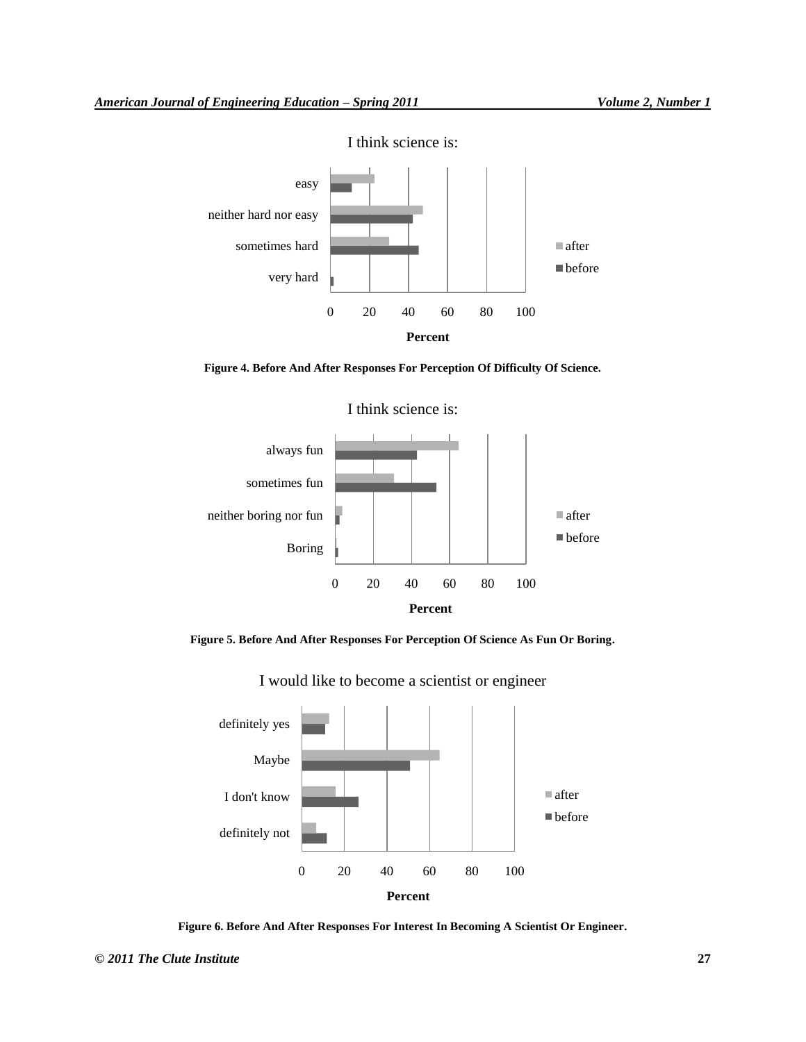I think science is:

Figure 4. Before And After Responses For Perception Of Difficulty Of Science.

I think science is:

Figure 5. Before And After Responses For Perception Of Science As Fun Or Boring.

I would like to become a scientist or engineer

Figure 6. Before And After Responses For Interest In Becoming A Scientist Or Engineer.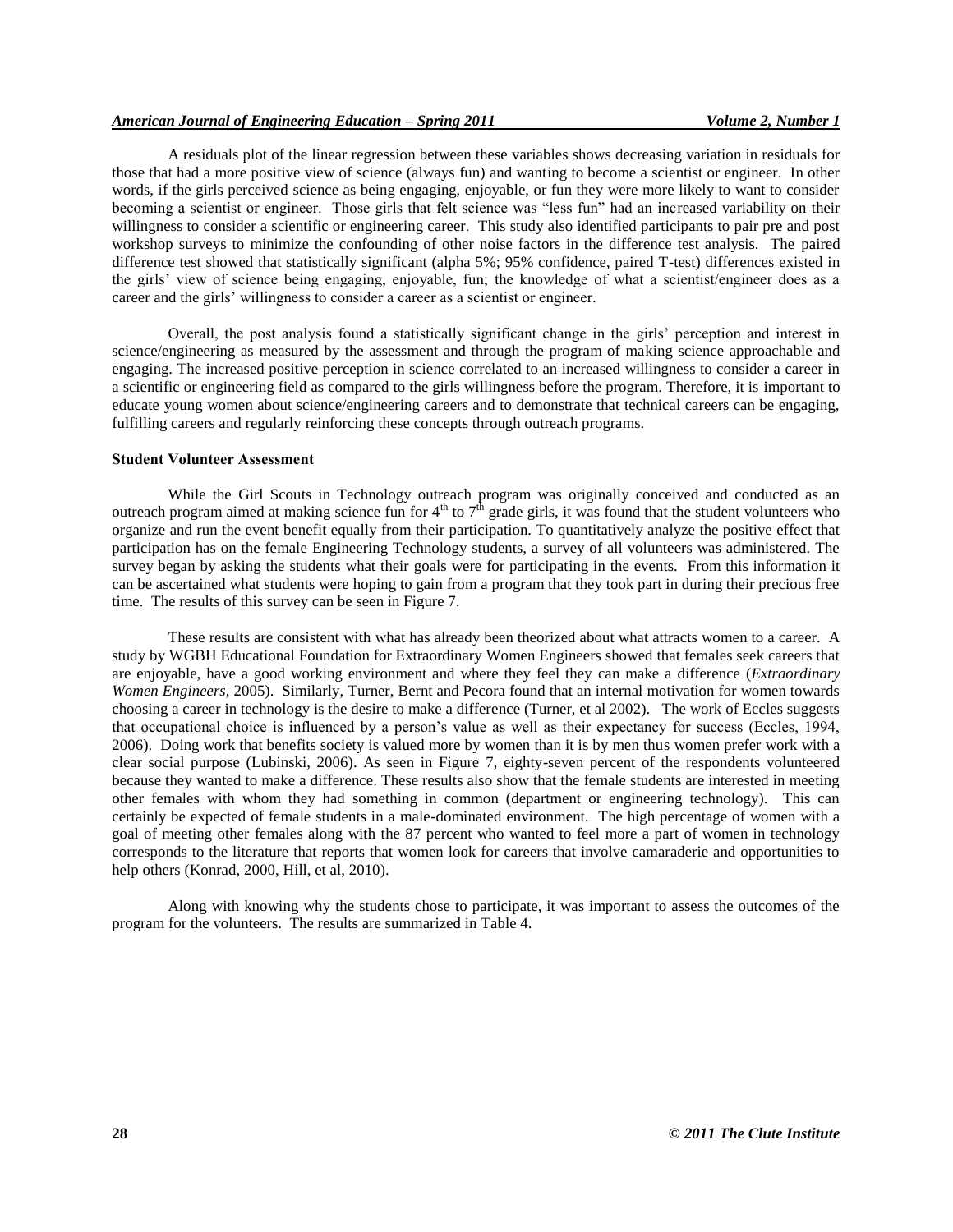A residuals plot of the linear regression between these variables shows decreasing variation in residuals for those that had a more positive view of science (always fun) and wanting to become a scientist or engineer. In other words, if the girls perceived science as being engaging, enjoyable, or fun they were more likely to want to consider becoming a scientist or engineer. Those girls that felt science was "less fun" had an increased variability on their willingness to consider a scientific or engineering career. This study also identified participants to pair pre and post workshop surveys to minimize the confounding of other noise factors in the difference test analysis. The paired difference test showed that statistically significant (alpha 5%; 95% confidence, paired T-test) differences existed in the girls' view of science being engaging, enjoyable, fun; the knowledge of what a scientist/engineer does as a career and the girls' willingness to consider a career as a scientist or engineer.

Overall, the post analysis found a statistically significant change in the girls' perception and interest in science/engineering as measured by the assessment and through the program of making science approachable and engaging. The increased positive perception in science correlated to an increased willingness to consider a career in a scientific or engineering field as compared to the girls willingness before the program. Therefore, it is important to educate young women about science/engineering careers and to demonstrate that technical careers can be engaging, fulfilling careers and regularly reinforcing these concepts through outreach programs.

**Student Volunteer Assessment**

While the Girl Scouts in Technology outreach program was originally conceived and conducted as an outreach program aimed at making science fun for 4th to 7th grade girls, it was found that the student volunteers who organize and run the event benefit equally from their participation. To quantitatively analyze the positive effect that participation has on the female Engineering Technology students, a survey of all volunteers was administered. The survey began by asking the students what their goals were for participating in the events. From this information it can be ascertained what students were hoping to gain from a program that they took part in during their precious free time. The results of this survey can be seen in Figure 7.

These results are consistent with what has already been theorized about what attracts women to a career. A study by WGBH Educational Foundation for Extraordinary Women Engineers showed that females seek careers that are enjoyable, have a good working environment and where they feel they can make a difference (*Extraordinary Women Engineers*, 2005). Similarly, Turner, Bernt and Pecora found that an internal motivation for women towards choosing a career in technology is the desire to make a difference (Turner, et al 2002). The work of Eccles suggests that occupational choice is influenced by a person's value as well as their expectancy for success (Eccles, 1994, 2006). Doing work that benefits society is valued more by women than it is by men thus women prefer work with a clear social purpose (Lubinski, 2006). As seen in Figure 7, eighty-seven percent of the respondents volunteered because they wanted to make a difference. These results also show that the female students are interested in meeting other females with whom they had something in common (department or engineering technology). This can certainly be expected of female students in a male-dominated environment. The high percentage of women with a goal of meeting other females along with the 87 percent who wanted to feel more a part of women in technology corresponds to the literature that reports that women look for careers that involve camaraderie and opportunities to help others (Konrad, 2000, Hill, et al, 2010).

Along with knowing why the students chose to participate, it was important to assess the outcomes of the program for the volunteers. The results are summarized in Table 4.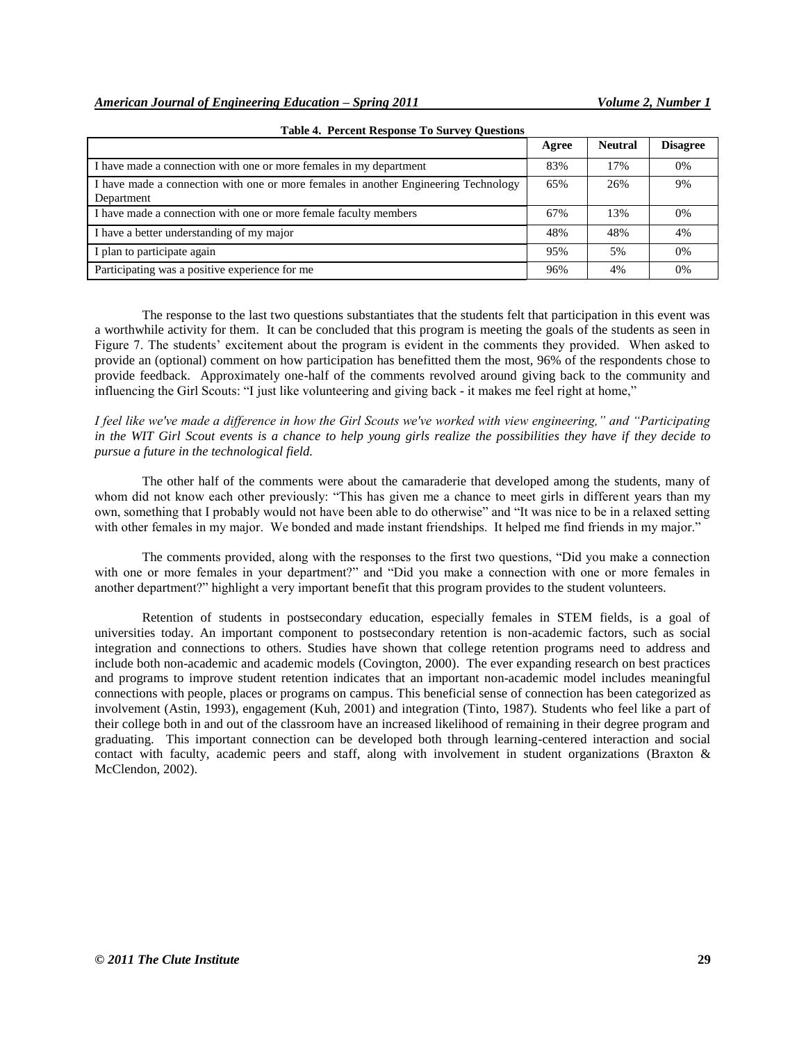**Table 4. Percent Response To Survey Questions**

| | Agree | Neutral | Disagree |
|---|---|---|---|
| I have made a connection with one or more females in my department | 83% | 17% | 0% |
| I have made a connection with one or more females in another Engineering Technology Department | 65% | 26% | 9% |
| I have made a connection with one or more female faculty members | 67% | 13% | 0% |
| I have a better understanding of my major | 48% | 48% | 4% |
| I plan to participate again | 95% | 5% | 0% |
| Participating was a positive experience for me | 96% | 4% | 0% |

The response to the last two questions substantiates that the students felt that participation in this event was a worthwhile activity for them. It can be concluded that this program is meeting the goals of the students as seen in Figure 7. The students' excitement about the program is evident in the comments they provided. When asked to provide an (optional) comment on how participation has benefitted them the most, 96% of the respondents chose to provide feedback. Approximately one-half of the comments revolved around giving back to the community and influencing the Girl Scouts: "I just like volunteering and giving back - it makes me feel right at home,"

*I feel like we've made a difference in how the Girl Scouts we've worked with view engineering," and "Participating in the WIT Girl Scout events is a chance to help young girls realize the possibilities they have if they decide to pursue a future in the technological field.*

The other half of the comments were about the camaraderie that developed among the students, many of whom did not know each other previously: "This has given me a chance to meet girls in different years than my own, something that I probably would not have been able to do otherwise" and "It was nice to be in a relaxed setting with other females in my major. We bonded and made instant friendships. It helped me find friends in my major."

The comments provided, along with the responses to the first two questions, "Did you make a connection with one or more females in your department?" and "Did you make a connection with one or more females in another department?" highlight a very important benefit that this program provides to the student volunteers.

Retention of students in postsecondary education, especially females in STEM fields, is a goal of universities today. An important component to postsecondary retention is non-academic factors, such as social integration and connections to others. Studies have shown that college retention programs need to address and include both non-academic and academic models (Covington, 2000). The ever expanding research on best practices and programs to improve student retention indicates that an important non-academic model includes meaningful connections with people, places or programs on campus. This beneficial sense of connection has been categorized as involvement (Astin, 1993), engagement (Kuh, 2001) and integration (Tinto, 1987). Students who feel like a part of their college both in and out of the classroom have an increased likelihood of remaining in their degree program and graduating. This important connection can be developed both through learning-centered interaction and social contact with faculty, academic peers and staff, along with involvement in student organizations (Braxton & McClendon, 2002).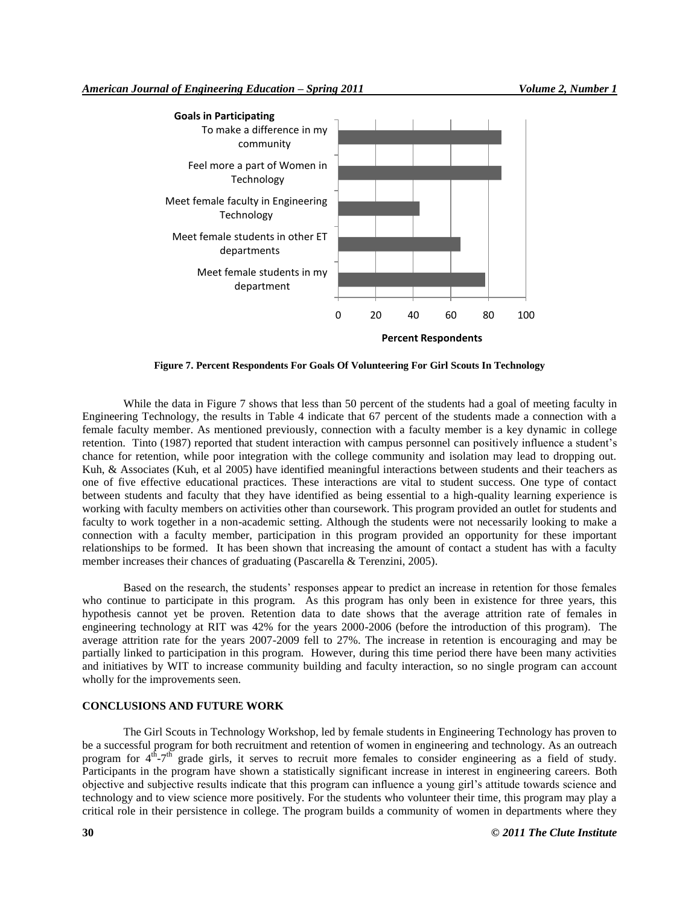**Goals in Participating**

| Goal | Percent Respondents (approx.) |
|---|---|
| To make a difference in my community | 87 |
| Feel more a part of Women in Technology | 87 |
| Meet female faculty in Engineering Technology | 43 |
| Meet female students in other ET departments | 65 |
| Meet female students in my department | 78 |

**Figure 7. Percent Respondents For Goals Of Volunteering For Girl Scouts In Technology**

While the data in Figure 7 shows that less than 50 percent of the students had a goal of meeting faculty in Engineering Technology, the results in Table 4 indicate that 67 percent of the students made a connection with a female faculty member. As mentioned previously, connection with a faculty member is a key dynamic in college retention. Tinto (1987) reported that student interaction with campus personnel can positively influence a student's chance for retention, while poor integration with the college community and isolation may lead to dropping out. Kuh, & Associates (Kuh, et al 2005) have identified meaningful interactions between students and their teachers as one of five effective educational practices. These interactions are vital to student success. One type of contact between students and faculty that they have identified as being essential to a high-quality learning experience is working with faculty members on activities other than coursework. This program provided an outlet for students and faculty to work together in a non-academic setting. Although the students were not necessarily looking to make a connection with a faculty member, participation in this program provided an opportunity for these important relationships to be formed. It has been shown that increasing the amount of contact a student has with a faculty member increases their chances of graduating (Pascarella & Terenzini, 2005).

Based on the research, the students' responses appear to predict an increase in retention for those females who continue to participate in this program. As this program has only been in existence for three years, this hypothesis cannot yet be proven. Retention data to date shows that the average attrition rate of females in engineering technology at RIT was 42% for the years 2000-2006 (before the introduction of this program). The average attrition rate for the years 2007-2009 fell to 27%. The increase in retention is encouraging and may be partially linked to participation in this program. However, during this time period there have been many activities and initiatives by WIT to increase community building and faculty interaction, so no single program can account wholly for the improvements seen.

## CONCLUSIONS AND FUTURE WORK

The Girl Scouts in Technology Workshop, led by female students in Engineering Technology has proven to be a successful program for both recruitment and retention of women in engineering and technology. As an outreach program for 4th-7th grade girls, it serves to recruit more females to consider engineering as a field of study. Participants in the program have shown a statistically significant increase in interest in engineering careers. Both objective and subjective results indicate that this program can influence a young girl's attitude towards science and technology and to view science more positively. For the students who volunteer their time, this program may play a critical role in their persistence in college. The program builds a community of women in departments where they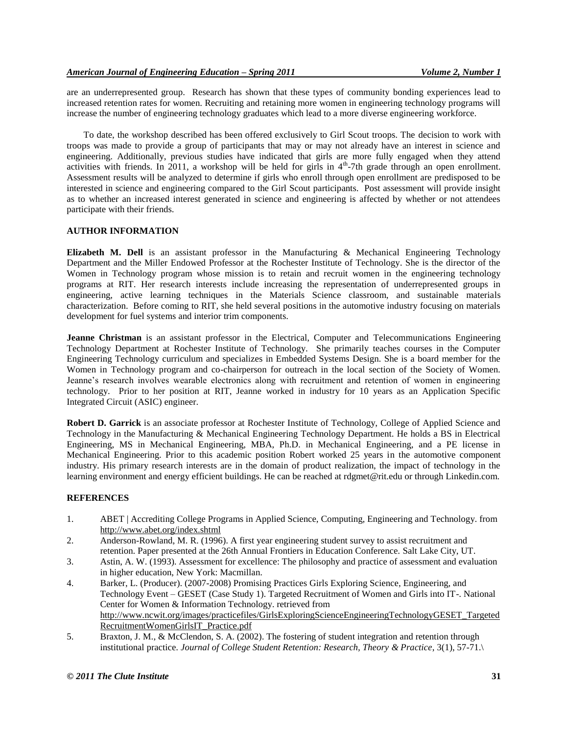are an underrepresented group. Research has shown that these types of community bonding experiences lead to increased retention rates for women. Recruiting and retaining more women in engineering technology programs will increase the number of engineering technology graduates which lead to a more diverse engineering workforce.

To date, the workshop described has been offered exclusively to Girl Scout troops. The decision to work with troops was made to provide a group of participants that may or may not already have an interest in science and engineering. Additionally, previous studies have indicated that girls are more fully engaged when they attend activities with friends. In 2011, a workshop will be held for girls in $4^{th}$-7th grade through an open enrollment. Assessment results will be analyzed to determine if girls who enroll through open enrollment are predisposed to be interested in science and engineering compared to the Girl Scout participants. Post assessment will provide insight as to whether an increased interest generated in science and engineering is affected by whether or not attendees participate with their friends.

## AUTHOR INFORMATION

**Elizabeth M. Dell** is an assistant professor in the Manufacturing & Mechanical Engineering Technology Department and the Miller Endowed Professor at the Rochester Institute of Technology. She is the director of the Women in Technology program whose mission is to retain and recruit women in the engineering technology programs at RIT. Her research interests include increasing the representation of underrepresented groups in engineering, active learning techniques in the Materials Science classroom, and sustainable materials characterization. Before coming to RIT, she held several positions in the automotive industry focusing on materials development for fuel systems and interior trim components.

**Jeanne Christman** is an assistant professor in the Electrical, Computer and Telecommunications Engineering Technology Department at Rochester Institute of Technology. She primarily teaches courses in the Computer Engineering Technology curriculum and specializes in Embedded Systems Design. She is a board member for the Women in Technology program and co-chairperson for outreach in the local section of the Society of Women. Jeanne's research involves wearable electronics along with recruitment and retention of women in engineering technology. Prior to her position at RIT, Jeanne worked in industry for 10 years as an Application Specific Integrated Circuit (ASIC) engineer.

**Robert D. Garrick** is an associate professor at Rochester Institute of Technology, College of Applied Science and Technology in the Manufacturing & Mechanical Engineering Technology Department. He holds a BS in Electrical Engineering, MS in Mechanical Engineering, MBA, Ph.D. in Mechanical Engineering, and a PE license in Mechanical Engineering. Prior to this academic position Robert worked 25 years in the automotive component industry. His primary research interests are in the domain of product realization, the impact of technology in the learning environment and energy efficient buildings. He can be reached at rdgmet@rit.edu or through Linkedin.com.

## REFERENCES

1. ABET | Accrediting College Programs in Applied Science, Computing, Engineering and Technology. from http://www.abet.org/index.shtml
2. Anderson-Rowland, M. R. (1996). A first year engineering student survey to assist recruitment and retention. Paper presented at the 26th Annual Frontiers in Education Conference. Salt Lake City, UT.
3. Astin, A. W. (1993). Assessment for excellence: The philosophy and practice of assessment and evaluation in higher education, New York: Macmillan.
4. Barker, L. (Producer). (2007-2008) Promising Practices Girls Exploring Science, Engineering, and Technology Event – GESET (Case Study 1). Targeted Recruitment of Women and Girls into IT-. National Center for Women & Information Technology. retrieved from http://www.ncwit.org/images/practicefiles/GirlsExploringScienceEngineeringTechnologyGESET_TargetedRecruitmentWomenGirlsIT_Practice.pdf
5. Braxton, J. M., & McClendon, S. A. (2002). The fostering of student integration and retention through institutional practice. *Journal of College Student Retention: Research, Theory & Practice*, 3(1), 57-71.\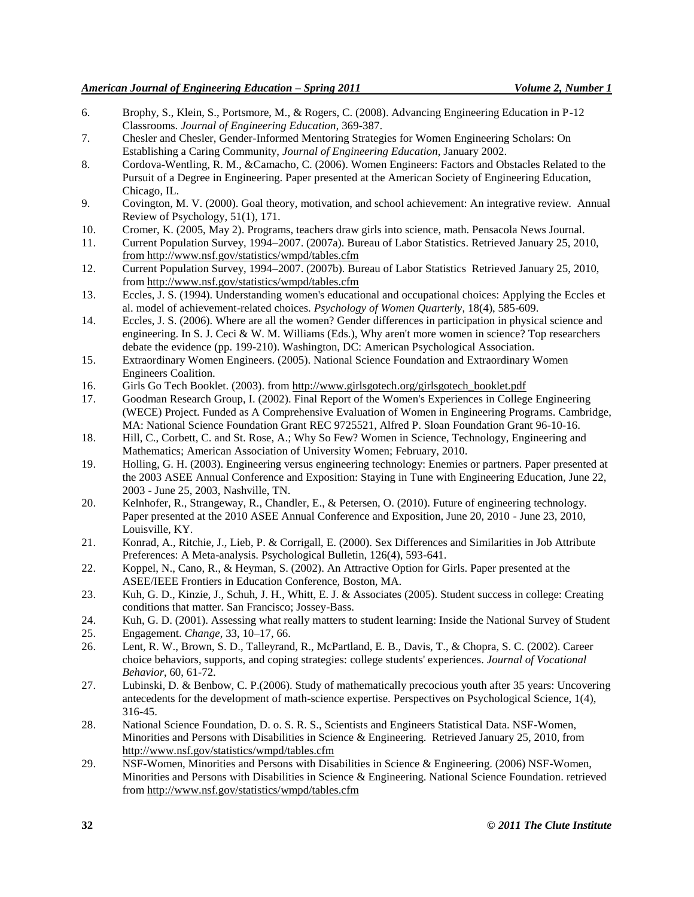6. Brophy, S., Klein, S., Portsmore, M., & Rogers, C. (2008). Advancing Engineering Education in P-12 Classrooms. *Journal of Engineering Education*, 369-387.
7. Chesler and Chesler, Gender-Informed Mentoring Strategies for Women Engineering Scholars: On Establishing a Caring Community, *Journal of Engineering Education*, January 2002.
8. Cordova-Wentling, R. M., &Camacho, C. (2006). Women Engineers: Factors and Obstacles Related to the Pursuit of a Degree in Engineering. Paper presented at the American Society of Engineering Education, Chicago, IL.
9. Covington, M. V. (2000). Goal theory, motivation, and school achievement: An integrative review. Annual Review of Psychology, 51(1), 171.
10. Cromer, K. (2005, May 2). Programs, teachers draw girls into science, math. Pensacola News Journal.
11. Current Population Survey, 1994–2007. (2007a). Bureau of Labor Statistics. Retrieved January 25, 2010, from http://www.nsf.gov/statistics/wmpd/tables.cfm
12. Current Population Survey, 1994–2007. (2007b). Bureau of Labor Statistics Retrieved January 25, 2010, from http://www.nsf.gov/statistics/wmpd/tables.cfm
13. Eccles, J. S. (1994). Understanding women's educational and occupational choices: Applying the Eccles et al. model of achievement-related choices. *Psychology of Women Quarterly*, 18(4), 585-609.
14. Eccles, J. S. (2006). Where are all the women? Gender differences in participation in physical science and engineering. In S. J. Ceci & W. M. Williams (Eds.), Why aren't more women in science? Top researchers debate the evidence (pp. 199-210). Washington, DC: American Psychological Association.
15. Extraordinary Women Engineers. (2005). National Science Foundation and Extraordinary Women Engineers Coalition.
16. Girls Go Tech Booklet. (2003). from http://www.girlsgotech.org/girlsgotech_booklet.pdf
17. Goodman Research Group, I. (2002). Final Report of the Women's Experiences in College Engineering (WECE) Project. Funded as A Comprehensive Evaluation of Women in Engineering Programs. Cambridge, MA: National Science Foundation Grant REC 9725521, Alfred P. Sloan Foundation Grant 96-10-16.
18. Hill, C., Corbett, C. and St. Rose, A.; Why So Few? Women in Science, Technology, Engineering and Mathematics; American Association of University Women; February, 2010.
19. Holling, G. H. (2003). Engineering versus engineering technology: Enemies or partners. Paper presented at the 2003 ASEE Annual Conference and Exposition: Staying in Tune with Engineering Education, June 22, 2003 - June 25, 2003, Nashville, TN.
20. Kelnhofer, R., Strangeway, R., Chandler, E., & Petersen, O. (2010). Future of engineering technology. Paper presented at the 2010 ASEE Annual Conference and Exposition, June 20, 2010 - June 23, 2010, Louisville, KY.
21. Konrad, A., Ritchie, J., Lieb, P. & Corrigall, E. (2000). Sex Differences and Similarities in Job Attribute Preferences: A Meta-analysis. Psychological Bulletin, 126(4), 593-641.
22. Koppel, N., Cano, R., & Heyman, S. (2002). An Attractive Option for Girls. Paper presented at the ASEE/IEEE Frontiers in Education Conference, Boston, MA.
23. Kuh, G. D., Kinzie, J., Schuh, J. H., Whitt, E. J. & Associates (2005). Student success in college: Creating conditions that matter. San Francisco; Jossey-Bass.
24. Kuh, G. D. (2001). Assessing what really matters to student learning: Inside the National Survey of Student
25. Engagement. *Change*, 33, 10–17, 66.
26. Lent, R. W., Brown, S. D., Talleyrand, R., McPartland, E. B., Davis, T., & Chopra, S. C. (2002). Career choice behaviors, supports, and coping strategies: college students' experiences. *Journal of Vocational Behavior*, 60, 61-72.
27. Lubinski, D. & Benbow, C. P.(2006). Study of mathematically precocious youth after 35 years: Uncovering antecedents for the development of math-science expertise. Perspectives on Psychological Science, 1(4), 316-45.
28. National Science Foundation, D. o. S. R. S., Scientists and Engineers Statistical Data. NSF-Women, Minorities and Persons with Disabilities in Science & Engineering. Retrieved January 25, 2010, from http://www.nsf.gov/statistics/wmpd/tables.cfm
29. NSF-Women, Minorities and Persons with Disabilities in Science & Engineering. (2006) NSF-Women, Minorities and Persons with Disabilities in Science & Engineering. National Science Foundation. retrieved from http://www.nsf.gov/statistics/wmpd/tables.cfm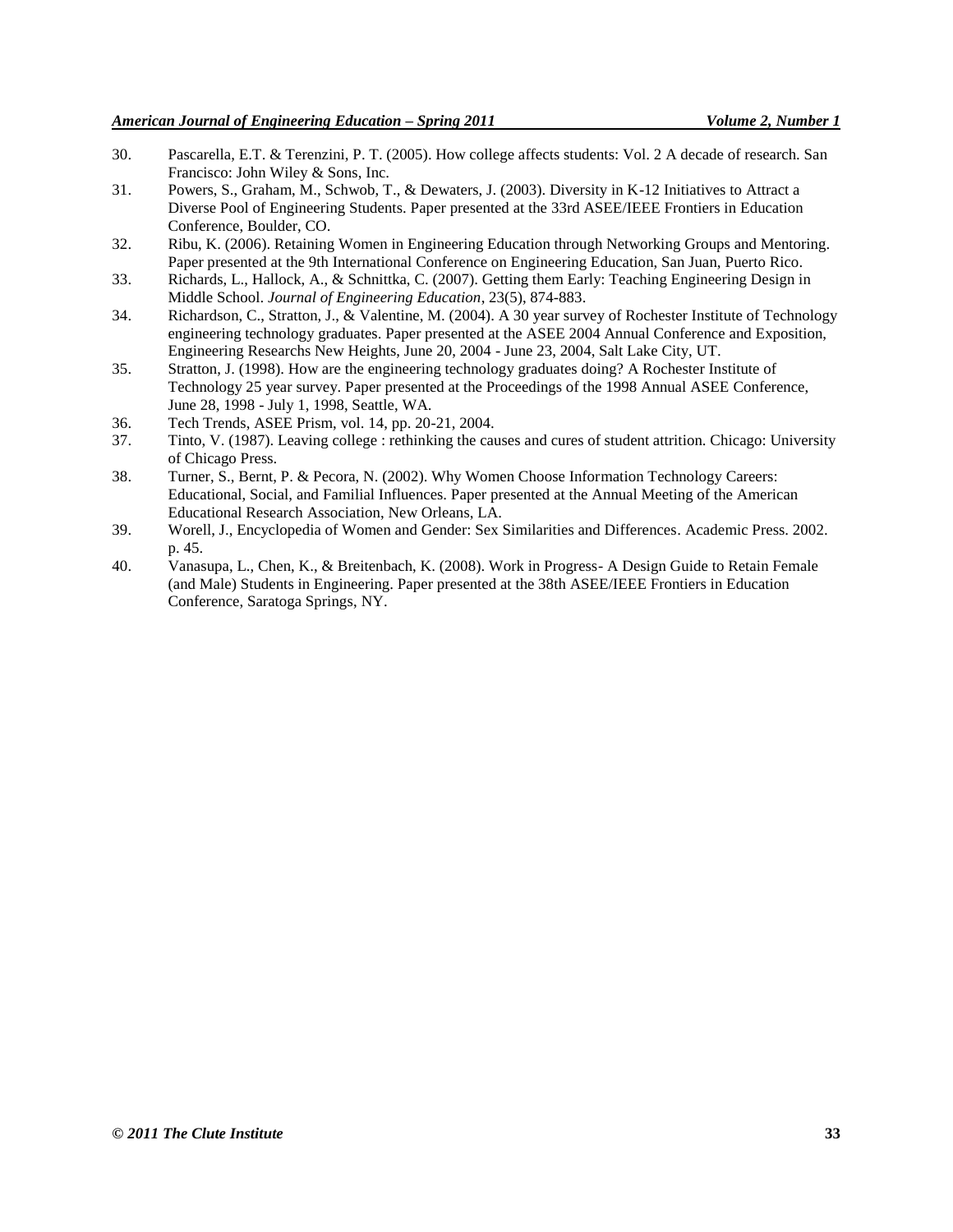30. Pascarella, E.T. & Terenzini, P. T. (2005). How college affects students: Vol. 2 A decade of research. San Francisco: John Wiley & Sons, Inc.
31. Powers, S., Graham, M., Schwob, T., & Dewaters, J. (2003). Diversity in K-12 Initiatives to Attract a Diverse Pool of Engineering Students. Paper presented at the 33rd ASEE/IEEE Frontiers in Education Conference, Boulder, CO.
32. Ribu, K. (2006). Retaining Women in Engineering Education through Networking Groups and Mentoring. Paper presented at the 9th International Conference on Engineering Education, San Juan, Puerto Rico.
33. Richards, L., Hallock, A., & Schnittka, C. (2007). Getting them Early: Teaching Engineering Design in Middle School. *Journal of Engineering Education*, 23(5), 874-883.
34. Richardson, C., Stratton, J., & Valentine, M. (2004). A 30 year survey of Rochester Institute of Technology engineering technology graduates. Paper presented at the ASEE 2004 Annual Conference and Exposition, Engineering Researchs New Heights, June 20, 2004 - June 23, 2004, Salt Lake City, UT.
35. Stratton, J. (1998). How are the engineering technology graduates doing? A Rochester Institute of Technology 25 year survey. Paper presented at the Proceedings of the 1998 Annual ASEE Conference, June 28, 1998 - July 1, 1998, Seattle, WA.
36. Tech Trends, ASEE Prism, vol. 14, pp. 20-21, 2004.
37. Tinto, V. (1987). Leaving college : rethinking the causes and cures of student attrition. Chicago: University of Chicago Press.
38. Turner, S., Bernt, P. & Pecora, N. (2002). Why Women Choose Information Technology Careers: Educational, Social, and Familial Influences. Paper presented at the Annual Meeting of the American Educational Research Association, New Orleans, LA.
39. Worell, J., Encyclopedia of Women and Gender: Sex Similarities and Differences. Academic Press. 2002. p. 45.
40. Vanasupa, L., Chen, K., & Breitenbach, K. (2008). Work in Progress- A Design Guide to Retain Female (and Male) Students in Engineering. Paper presented at the 38th ASEE/IEEE Frontiers in Education Conference, Saratoga Springs, NY.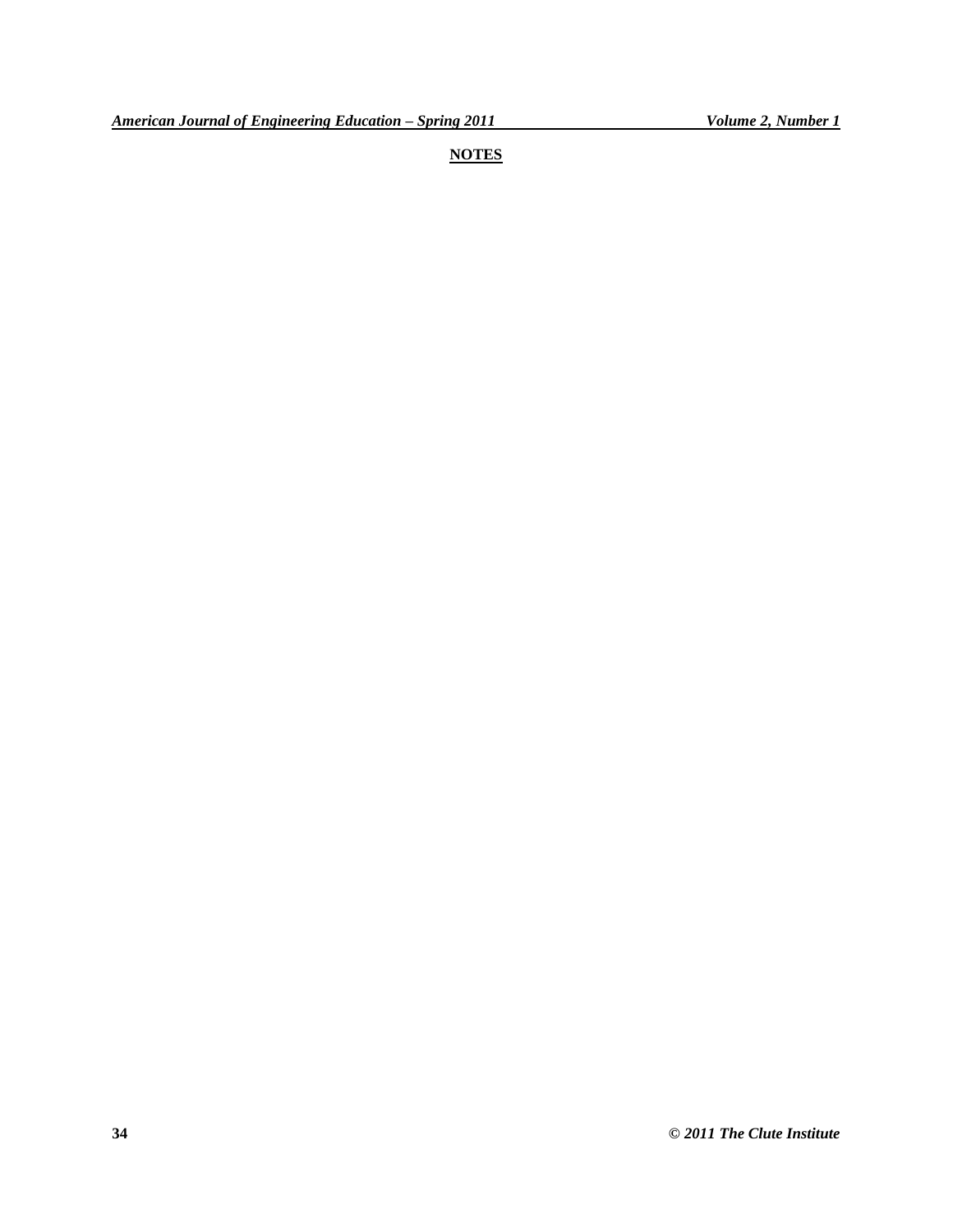**NOTES**